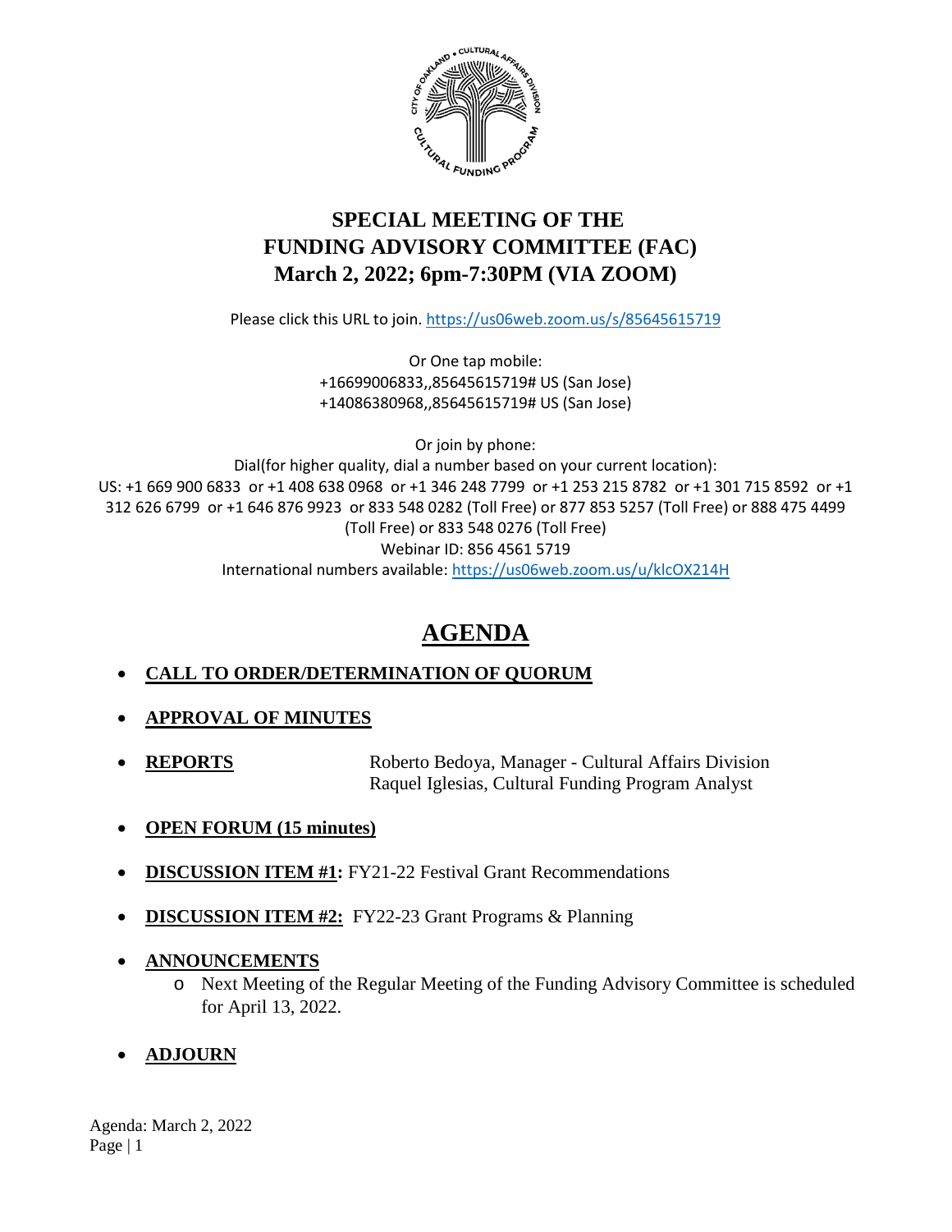# SPECIAL MEETING OF THE FUNDING ADVISORY COMMITTEE (FAC)
## March 2, 2022; 6pm-7:30PM (VIA ZOOM)

Please click this URL to join. https://us06web.zoom.us/s/85645615719

Or One tap mobile:
+16699006833,,85645615719# US (San Jose)
+14086380968,,85645615719# US (San Jose)

Or join by phone:
Dial(for higher quality, dial a number based on your current location):
US: +1 669 900 6833 or +1 408 638 0968 or +1 346 248 7799 or +1 253 215 8782 or +1 301 715 8592 or +1 312 626 6799 or +1 646 876 9923 or 833 548 0282 (Toll Free) or 877 853 5257 (Toll Free) or 888 475 4499 (Toll Free) or 833 548 0276 (Toll Free)
Webinar ID: 856 4561 5719
International numbers available: https://us06web.zoom.us/u/klcOX214H

# AGENDA

- **CALL TO ORDER/DETERMINATION OF QUORUM**
- **APPROVAL OF MINUTES**
- **REPORTS** Roberto Bedoya, Manager - Cultural Affairs Division
  Raquel Iglesias, Cultural Funding Program Analyst
- **OPEN FORUM (15 minutes)**
- **DISCUSSION ITEM #1:** FY21-22 Festival Grant Recommendations
- **DISCUSSION ITEM #2:** FY22-23 Grant Programs & Planning
- **ANNOUNCEMENTS**
  - Next Meeting of the Regular Meeting of the Funding Advisory Committee is scheduled for April 13, 2022.
- **ADJOURN**

Agenda: March 2, 2022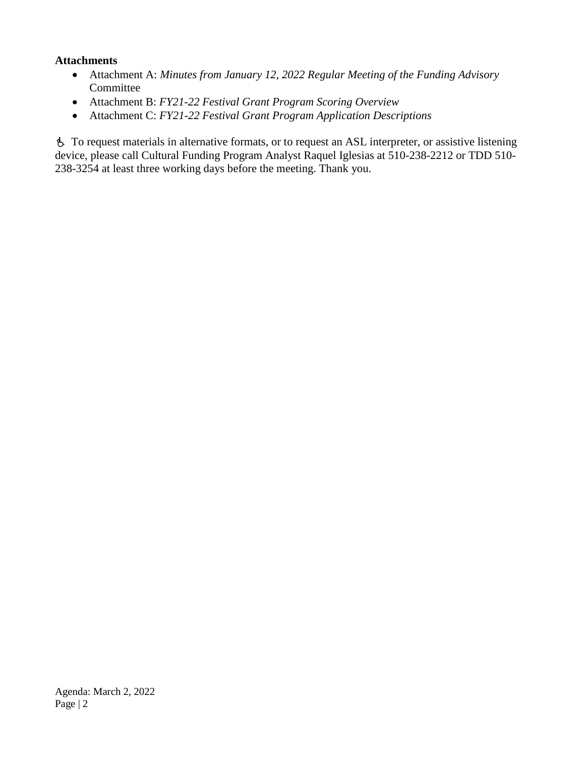**Attachments**

- Attachment A: *Minutes from January 12, 2022 Regular Meeting of the Funding Advisory* Committee
- Attachment B: *FY21-22 Festival Grant Program Scoring Overview*
- Attachment C: *FY21-22 Festival Grant Program Application Descriptions*

♿ To request materials in alternative formats, or to request an ASL interpreter, or assistive listening device, please call Cultural Funding Program Analyst Raquel Iglesias at 510-238-2212 or TDD 510-238-3254 at least three working days before the meeting. Thank you.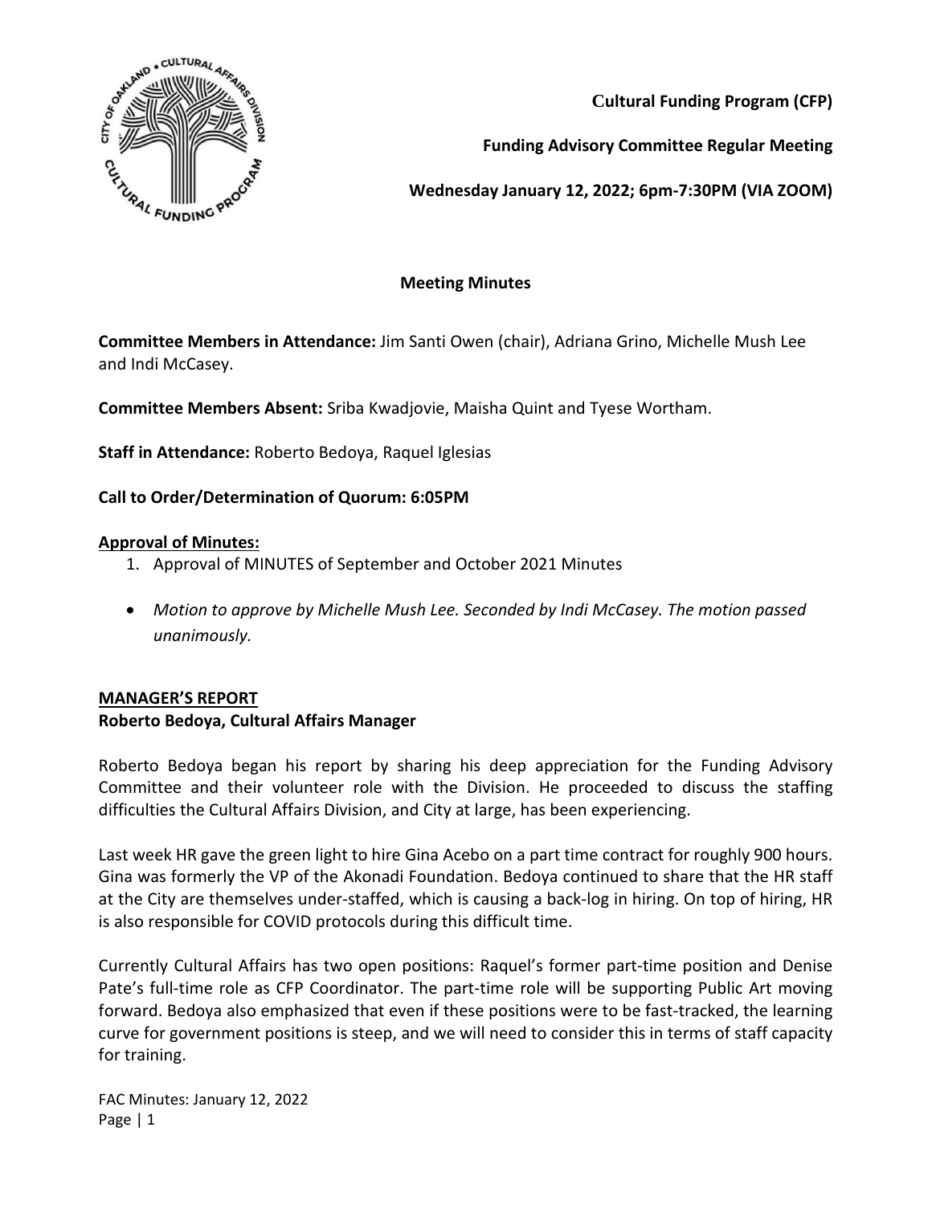**Cultural Funding Program (CFP)**

**Funding Advisory Committee Regular Meeting**

**Wednesday January 12, 2022; 6pm-7:30PM (VIA ZOOM)**

**Meeting Minutes**

**Committee Members in Attendance:** Jim Santi Owen (chair), Adriana Grino, Michelle Mush Lee and Indi McCasey.

**Committee Members Absent:** Sriba Kwadjovie, Maisha Quint and Tyese Wortham.

**Staff in Attendance:** Roberto Bedoya, Raquel Iglesias

**Call to Order/Determination of Quorum: 6:05PM**

**Approval of Minutes:**

1. Approval of MINUTES of September and October 2021 Minutes

- *Motion to approve by Michelle Mush Lee. Seconded by Indi McCasey. The motion passed unanimously.*

**MANAGER'S REPORT**

**Roberto Bedoya, Cultural Affairs Manager**

Roberto Bedoya began his report by sharing his deep appreciation for the Funding Advisory Committee and their volunteer role with the Division. He proceeded to discuss the staffing difficulties the Cultural Affairs Division, and City at large, has been experiencing.

Last week HR gave the green light to hire Gina Acebo on a part time contract for roughly 900 hours. Gina was formerly the VP of the Akonadi Foundation. Bedoya continued to share that the HR staff at the City are themselves under-staffed, which is causing a back-log in hiring. On top of hiring, HR is also responsible for COVID protocols during this difficult time.

Currently Cultural Affairs has two open positions: Raquel's former part-time position and Denise Pate's full-time role as CFP Coordinator. The part-time role will be supporting Public Art moving forward. Bedoya also emphasized that even if these positions were to be fast-tracked, the learning curve for government positions is steep, and we will need to consider this in terms of staff capacity for training.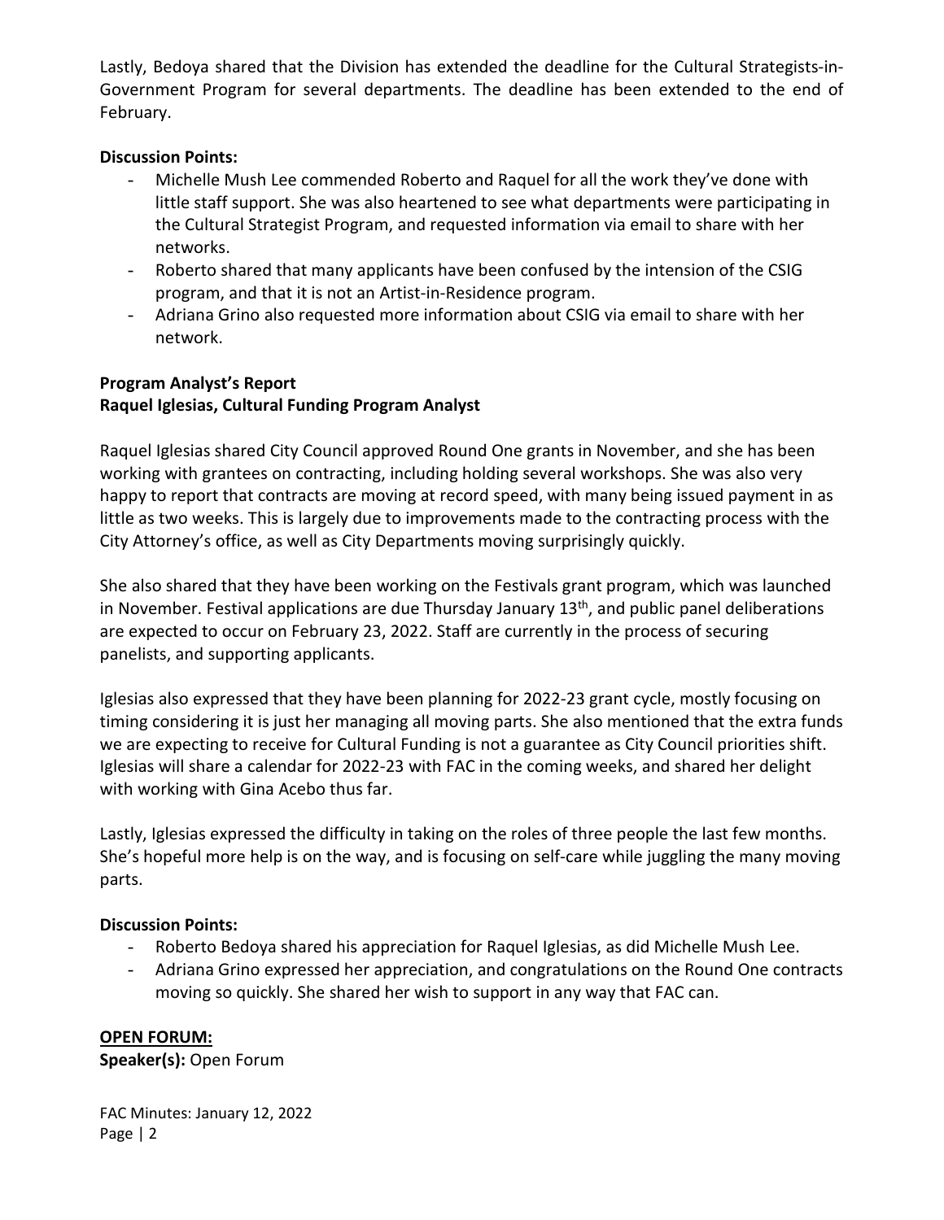Lastly, Bedoya shared that the Division has extended the deadline for the Cultural Strategists-in-Government Program for several departments. The deadline has been extended to the end of February.

**Discussion Points:**

- Michelle Mush Lee commended Roberto and Raquel for all the work they've done with little staff support. She was also heartened to see what departments were participating in the Cultural Strategist Program, and requested information via email to share with her networks.
- Roberto shared that many applicants have been confused by the intension of the CSIG program, and that it is not an Artist-in-Residence program.
- Adriana Grino also requested more information about CSIG via email to share with her network.

**Program Analyst's Report**
**Raquel Iglesias, Cultural Funding Program Analyst**

Raquel Iglesias shared City Council approved Round One grants in November, and she has been working with grantees on contracting, including holding several workshops. She was also very happy to report that contracts are moving at record speed, with many being issued payment in as little as two weeks. This is largely due to improvements made to the contracting process with the City Attorney's office, as well as City Departments moving surprisingly quickly.

She also shared that they have been working on the Festivals grant program, which was launched in November. Festival applications are due Thursday January 13th, and public panel deliberations are expected to occur on February 23, 2022. Staff are currently in the process of securing panelists, and supporting applicants.

Iglesias also expressed that they have been planning for 2022-23 grant cycle, mostly focusing on timing considering it is just her managing all moving parts. She also mentioned that the extra funds we are expecting to receive for Cultural Funding is not a guarantee as City Council priorities shift. Iglesias will share a calendar for 2022-23 with FAC in the coming weeks, and shared her delight with working with Gina Acebo thus far.

Lastly, Iglesias expressed the difficulty in taking on the roles of three people the last few months. She's hopeful more help is on the way, and is focusing on self-care while juggling the many moving parts.

**Discussion Points:**

- Roberto Bedoya shared his appreciation for Raquel Iglesias, as did Michelle Mush Lee.
- Adriana Grino expressed her appreciation, and congratulations on the Round One contracts moving so quickly. She shared her wish to support in any way that FAC can.

**OPEN FORUM:**

**Speaker(s):** Open Forum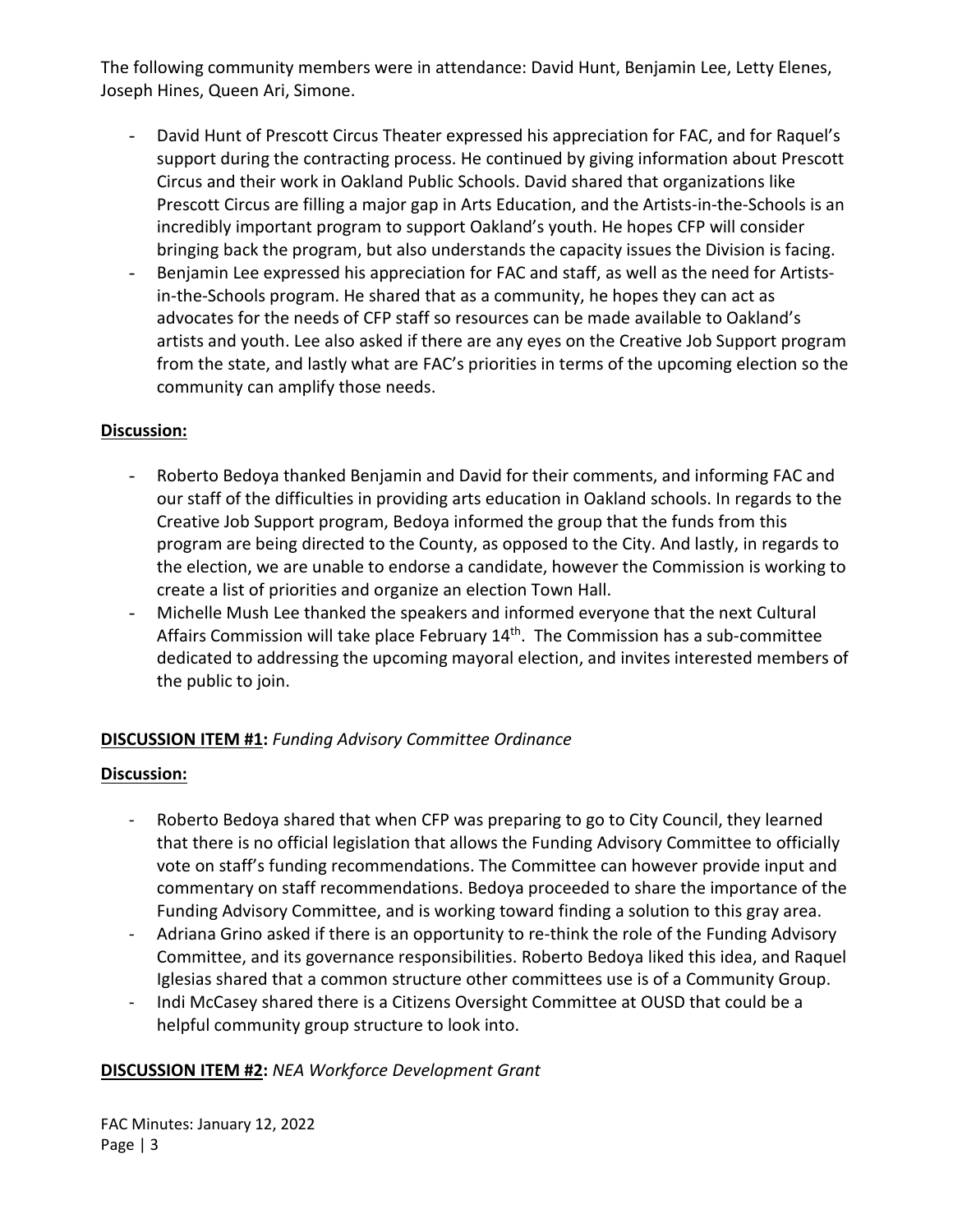The following community members were in attendance: David Hunt, Benjamin Lee, Letty Elenes, Joseph Hines, Queen Ari, Simone.

- David Hunt of Prescott Circus Theater expressed his appreciation for FAC, and for Raquel's support during the contracting process. He continued by giving information about Prescott Circus and their work in Oakland Public Schools. David shared that organizations like Prescott Circus are filling a major gap in Arts Education, and the Artists-in-the-Schools is an incredibly important program to support Oakland's youth. He hopes CFP will consider bringing back the program, but also understands the capacity issues the Division is facing.
- Benjamin Lee expressed his appreciation for FAC and staff, as well as the need for Artists-in-the-Schools program. He shared that as a community, he hopes they can act as advocates for the needs of CFP staff so resources can be made available to Oakland's artists and youth. Lee also asked if there are any eyes on the Creative Job Support program from the state, and lastly what are FAC's priorities in terms of the upcoming election so the community can amplify those needs.

**Discussion:**

- Roberto Bedoya thanked Benjamin and David for their comments, and informing FAC and our staff of the difficulties in providing arts education in Oakland schools. In regards to the Creative Job Support program, Bedoya informed the group that the funds from this program are being directed to the County, as opposed to the City. And lastly, in regards to the election, we are unable to endorse a candidate, however the Commission is working to create a list of priorities and organize an election Town Hall.
- Michelle Mush Lee thanked the speakers and informed everyone that the next Cultural Affairs Commission will take place February 14th. The Commission has a sub-committee dedicated to addressing the upcoming mayoral election, and invites interested members of the public to join.

**DISCUSSION ITEM #1:** *Funding Advisory Committee Ordinance*

**Discussion:**

- Roberto Bedoya shared that when CFP was preparing to go to City Council, they learned that there is no official legislation that allows the Funding Advisory Committee to officially vote on staff's funding recommendations. The Committee can however provide input and commentary on staff recommendations. Bedoya proceeded to share the importance of the Funding Advisory Committee, and is working toward finding a solution to this gray area.
- Adriana Grino asked if there is an opportunity to re-think the role of the Funding Advisory Committee, and its governance responsibilities. Roberto Bedoya liked this idea, and Raquel Iglesias shared that a common structure other committees use is of a Community Group.
- Indi McCasey shared there is a Citizens Oversight Committee at OUSD that could be a helpful community group structure to look into.

**DISCUSSION ITEM #2:** *NEA Workforce Development Grant*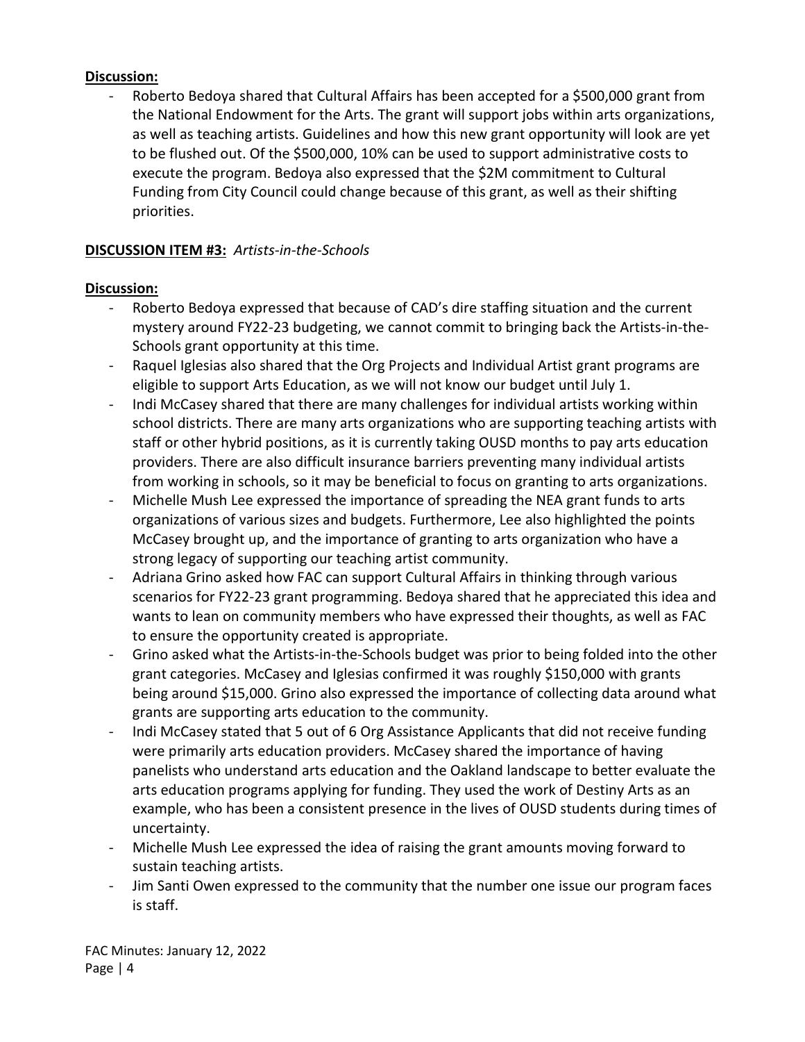**Discussion:**

- Roberto Bedoya shared that Cultural Affairs has been accepted for a $500,000 grant from the National Endowment for the Arts. The grant will support jobs within arts organizations, as well as teaching artists. Guidelines and how this new grant opportunity will look are yet to be flushed out. Of the $500,000, 10% can be used to support administrative costs to execute the program. Bedoya also expressed that the $2M commitment to Cultural Funding from City Council could change because of this grant, as well as their shifting priorities.

**DISCUSSION ITEM #3:** *Artists-in-the-Schools*

**Discussion:**

- Roberto Bedoya expressed that because of CAD's dire staffing situation and the current mystery around FY22-23 budgeting, we cannot commit to bringing back the Artists-in-the-Schools grant opportunity at this time.
- Raquel Iglesias also shared that the Org Projects and Individual Artist grant programs are eligible to support Arts Education, as we will not know our budget until July 1.
- Indi McCasey shared that there are many challenges for individual artists working within school districts. There are many arts organizations who are supporting teaching artists with staff or other hybrid positions, as it is currently taking OUSD months to pay arts education providers. There are also difficult insurance barriers preventing many individual artists from working in schools, so it may be beneficial to focus on granting to arts organizations.
- Michelle Mush Lee expressed the importance of spreading the NEA grant funds to arts organizations of various sizes and budgets. Furthermore, Lee also highlighted the points McCasey brought up, and the importance of granting to arts organization who have a strong legacy of supporting our teaching artist community.
- Adriana Grino asked how FAC can support Cultural Affairs in thinking through various scenarios for FY22-23 grant programming. Bedoya shared that he appreciated this idea and wants to lean on community members who have expressed their thoughts, as well as FAC to ensure the opportunity created is appropriate.
- Grino asked what the Artists-in-the-Schools budget was prior to being folded into the other grant categories. McCasey and Iglesias confirmed it was roughly $150,000 with grants being around $15,000. Grino also expressed the importance of collecting data around what grants are supporting arts education to the community.
- Indi McCasey stated that 5 out of 6 Org Assistance Applicants that did not receive funding were primarily arts education providers. McCasey shared the importance of having panelists who understand arts education and the Oakland landscape to better evaluate the arts education programs applying for funding. They used the work of Destiny Arts as an example, who has been a consistent presence in the lives of OUSD students during times of uncertainty.
- Michelle Mush Lee expressed the idea of raising the grant amounts moving forward to sustain teaching artists.
- Jim Santi Owen expressed to the community that the number one issue our program faces is staff.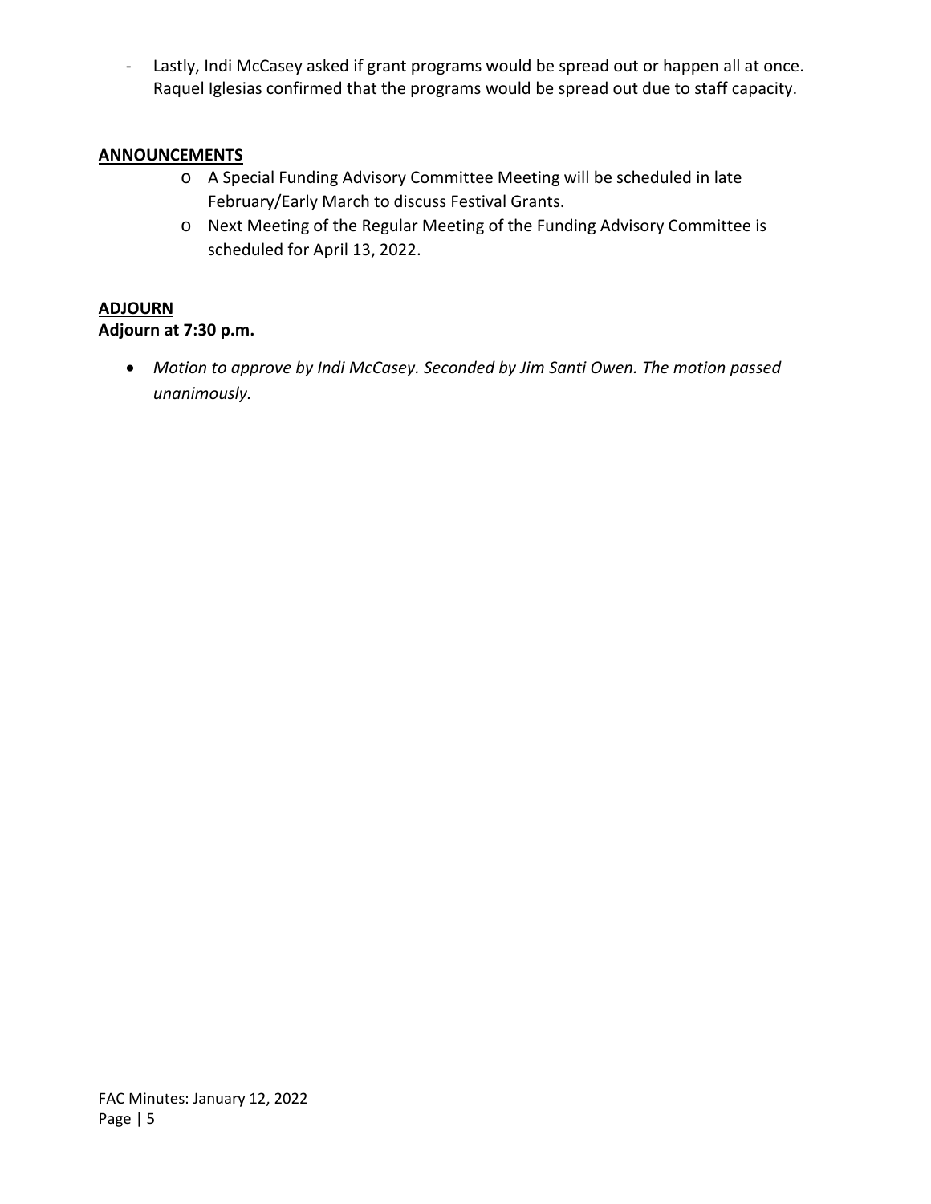- Lastly, Indi McCasey asked if grant programs would be spread out or happen all at once. Raquel Iglesias confirmed that the programs would be spread out due to staff capacity.

## ANNOUNCEMENTS

- A Special Funding Advisory Committee Meeting will be scheduled in late February/Early March to discuss Festival Grants.
- Next Meeting of the Regular Meeting of the Funding Advisory Committee is scheduled for April 13, 2022.

## ADJOURN

**Adjourn at 7:30 p.m.**

- *Motion to approve by Indi McCasey. Seconded by Jim Santi Owen. The motion passed unanimously.*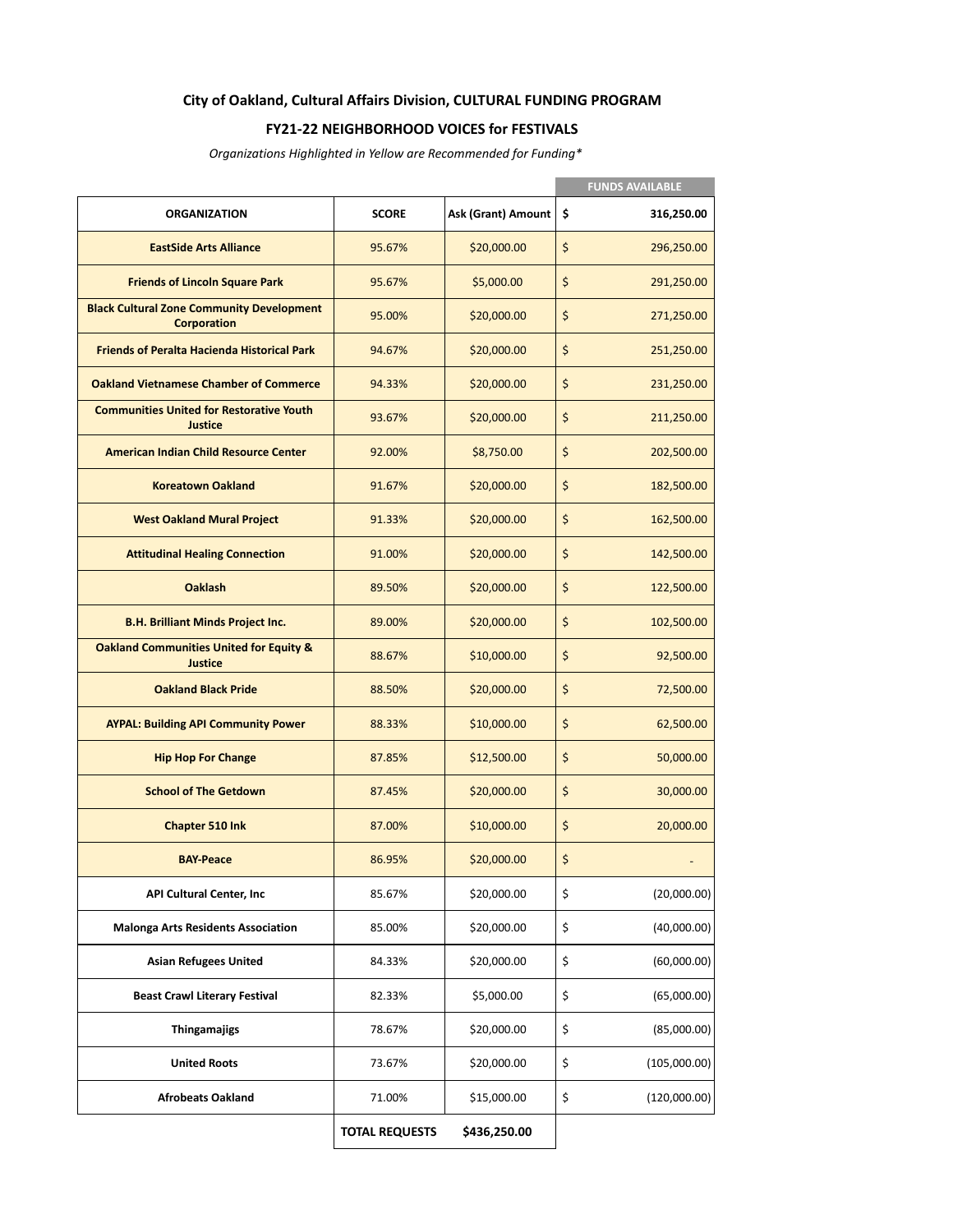**City of Oakland, Cultural Affairs Division, CULTURAL FUNDING PROGRAM**

**FY21-22 NEIGHBORHOOD VOICES for FESTIVALS**

*Organizations Highlighted in Yellow are Recommended for Funding**

| ORGANIZATION | SCORE | Ask (Grant) Amount | FUNDS AVAILABLE $ 316,250.00 |
|---|---|---|---|
| EastSide Arts Alliance | 95.67% | $20,000.00 | $ 296,250.00 |
| Friends of Lincoln Square Park | 95.67% | $5,000.00 | $ 291,250.00 |
| Black Cultural Zone Community Development Corporation | 95.00% | $20,000.00 | $ 271,250.00 |
| Friends of Peralta Hacienda Historical Park | 94.67% | $20,000.00 | $ 251,250.00 |
| Oakland Vietnamese Chamber of Commerce | 94.33% | $20,000.00 | $ 231,250.00 |
| Communities United for Restorative Youth Justice | 93.67% | $20,000.00 | $ 211,250.00 |
| American Indian Child Resource Center | 92.00% | $8,750.00 | $ 202,500.00 |
| Koreatown Oakland | 91.67% | $20,000.00 | $ 182,500.00 |
| West Oakland Mural Project | 91.33% | $20,000.00 | $ 162,500.00 |
| Attitudinal Healing Connection | 91.00% | $20,000.00 | $ 142,500.00 |
| Oaklash | 89.50% | $20,000.00 | $ 122,500.00 |
| B.H. Brilliant Minds Project Inc. | 89.00% | $20,000.00 | $ 102,500.00 |
| Oakland Communities United for Equity & Justice | 88.67% | $10,000.00 | $ 92,500.00 |
| Oakland Black Pride | 88.50% | $20,000.00 | $ 72,500.00 |
| AYPAL: Building API Community Power | 88.33% | $10,000.00 | $ 62,500.00 |
| Hip Hop For Change | 87.85% | $12,500.00 | $ 50,000.00 |
| School of The Getdown | 87.45% | $20,000.00 | $ 30,000.00 |
| Chapter 510 Ink | 87.00% | $10,000.00 | $ 20,000.00 |
| BAY-Peace | 86.95% | $20,000.00 | $ - |
| API Cultural Center, Inc | 85.67% | $20,000.00 | $ (20,000.00) |
| Malonga Arts Residents Association | 85.00% | $20,000.00 | $ (40,000.00) |
| Asian Refugees United | 84.33% | $20,000.00 | $ (60,000.00) |
| Beast Crawl Literary Festival | 82.33% | $5,000.00 | $ (65,000.00) |
| Thingamajigs | 78.67% | $20,000.00 | $ (85,000.00) |
| United Roots | 73.67% | $20,000.00 | $ (105,000.00) |
| Afrobeats Oakland | 71.00% | $15,000.00 | $ (120,000.00) |
| | **TOTAL REQUESTS** | **$436,250.00** | |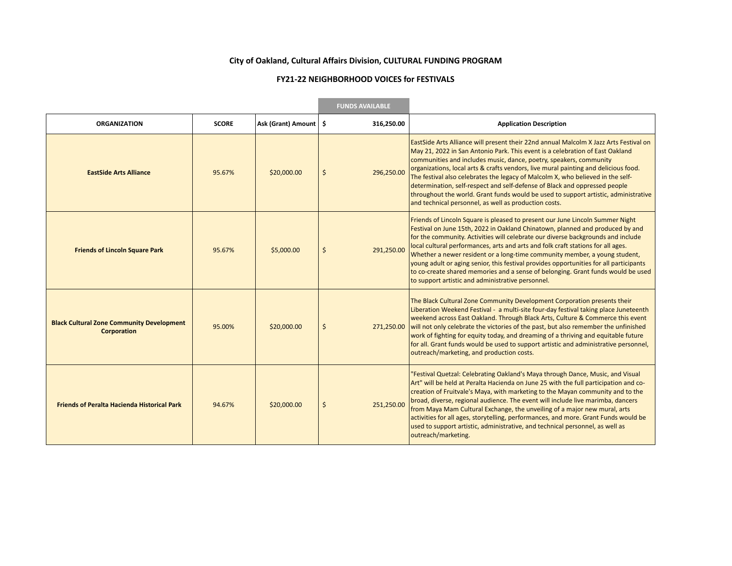## City of Oakland, Cultural Affairs Division, CULTURAL FUNDING PROGRAM

## FY21-22 NEIGHBORHOOD VOICES for FESTIVALS

| ORGANIZATION | SCORE | Ask (Grant) Amount | FUNDS AVAILABLE $ 316,250.00 | Application Description |
|---|---|---|---|---|
| **EastSide Arts Alliance** | 95.67% | $20,000.00 | $ 296,250.00 | EastSide Arts Alliance will present their 22nd annual Malcolm X Jazz Arts Festival on May 21, 2022 in San Antonio Park. This event is a celebration of East Oakland communities and includes music, dance, poetry, speakers, community organizations, local arts & crafts vendors, live mural painting and delicious food. The festival also celebrates the legacy of Malcolm X, who believed in the self-determination, self-respect and self-defense of Black and oppressed people throughout the world. Grant funds would be used to support artistic, administrative and technical personnel, as well as production costs. |
| **Friends of Lincoln Square Park** | 95.67% | $5,000.00 | $ 291,250.00 | Friends of Lincoln Square is pleased to present our June Lincoln Summer Night Festival on June 15th, 2022 in Oakland Chinatown, planned and produced by and for the community. Activities will celebrate our diverse backgrounds and include local cultural performances, arts and arts and folk craft stations for all ages. Whether a newer resident or a long-time community member, a young student, young adult or aging senior, this festival provides opportunities for all participants to co-create shared memories and a sense of belonging. Grant funds would be used to support artistic and administrative personnel. |
| **Black Cultural Zone Community Development Corporation** | 95.00% | $20,000.00 | $ 271,250.00 | The Black Cultural Zone Community Development Corporation presents their Liberation Weekend Festival - a multi-site four-day festival taking place Juneteenth weekend across East Oakland. Through Black Arts, Culture & Commerce this event will not only celebrate the victories of the past, but also remember the unfinished work of fighting for equity today, and dreaming of a thriving and equitable future for all. Grant funds would be used to support artistic and administrative personnel, outreach/marketing, and production costs. |
| **Friends of Peralta Hacienda Historical Park** | 94.67% | $20,000.00 | $ 251,250.00 | "Festival Quetzal: Celebrating Oakland's Maya through Dance, Music, and Visual Art" will be held at Peralta Hacienda on June 25 with the full participation and co-creation of Fruitvale's Maya, with marketing to the Mayan community and to the broad, diverse, regional audience. The event will include live marimba, dancers from Maya Mam Cultural Exchange, the unveiling of a major new mural, arts activities for all ages, storytelling, performances, and more. Grant Funds would be used to support artistic, administrative, and technical personnel, as well as outreach/marketing. |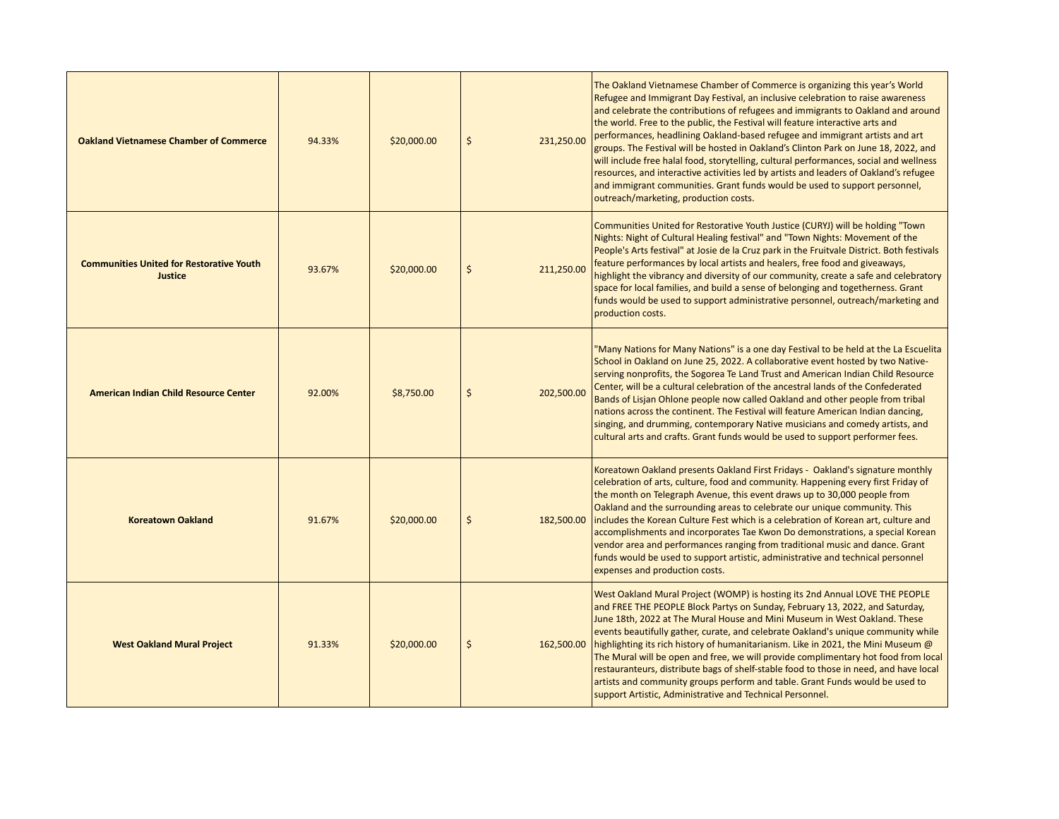| | | | | |
|---|---|---|---|---|
| **Oakland Vietnamese Chamber of Commerce** | 94.33% | $20,000.00 | $ 231,250.00 | The Oakland Vietnamese Chamber of Commerce is organizing this year's World Refugee and Immigrant Day Festival, an inclusive celebration to raise awareness and celebrate the contributions of refugees and immigrants to Oakland and around the world. Free to the public, the Festival will feature interactive arts and performances, headlining Oakland-based refugee and immigrant artists and art groups. The Festival will be hosted in Oakland's Clinton Park on June 18, 2022, and will include free halal food, storytelling, cultural performances, social and wellness resources, and interactive activities led by artists and leaders of Oakland's refugee and immigrant communities. Grant funds would be used to support personnel, outreach/marketing, production costs. |
| **Communities United for Restorative Youth Justice** | 93.67% | $20,000.00 | $ 211,250.00 | Communities United for Restorative Youth Justice (CURYJ) will be holding "Town Nights: Night of Cultural Healing festival" and "Town Nights: Movement of the People's Arts festival" at Josie de la Cruz park in the Fruitvale District. Both festivals feature performances by local artists and healers, free food and giveaways, highlight the vibrancy and diversity of our community, create a safe and celebratory space for local families, and build a sense of belonging and togetherness. Grant funds would be used to support administrative personnel, outreach/marketing and production costs. |
| **American Indian Child Resource Center** | 92.00% | $8,750.00 | $ 202,500.00 | "Many Nations for Many Nations" is a one day Festival to be held at the La Escuelita School in Oakland on June 25, 2022. A collaborative event hosted by two Native-serving nonprofits, the Sogorea Te Land Trust and American Indian Child Resource Center, will be a cultural celebration of the ancestral lands of the Confederated Bands of Lisjan Ohlone people now called Oakland and other people from tribal nations across the continent. The Festival will feature American Indian dancing, singing, and drumming, contemporary Native musicians and comedy artists, and cultural arts and crafts. Grant funds would be used to support performer fees. |
| **Koreatown Oakland** | 91.67% | $20,000.00 | $ 182,500.00 | Koreatown Oakland presents Oakland First Fridays - Oakland's signature monthly celebration of arts, culture, food and community. Happening every first Friday of the month on Telegraph Avenue, this event draws up to 30,000 people from Oakland and the surrounding areas to celebrate our unique community. This includes the Korean Culture Fest which is a celebration of Korean art, culture and accomplishments and incorporates Tae Kwon Do demonstrations, a special Korean vendor area and performances ranging from traditional music and dance. Grant funds would be used to support artistic, administrative and technical personnel expenses and production costs. |
| **West Oakland Mural Project** | 91.33% | $20,000.00 | $ 162,500.00 | West Oakland Mural Project (WOMP) is hosting its 2nd Annual LOVE THE PEOPLE and FREE THE PEOPLE Block Partys on Sunday, February 13, 2022, and Saturday, June 18th, 2022 at The Mural House and Mini Museum in West Oakland. These events beautifully gather, curate, and celebrate Oakland's unique community while highlighting its rich history of humanitarianism. Like in 2021, the Mini Museum @ The Mural will be open and free, we will provide complimentary hot food from local restauranteurs, distribute bags of shelf-stable food to those in need, and have local artists and community groups perform and table. Grant Funds would be used to support Artistic, Administrative and Technical Personnel. |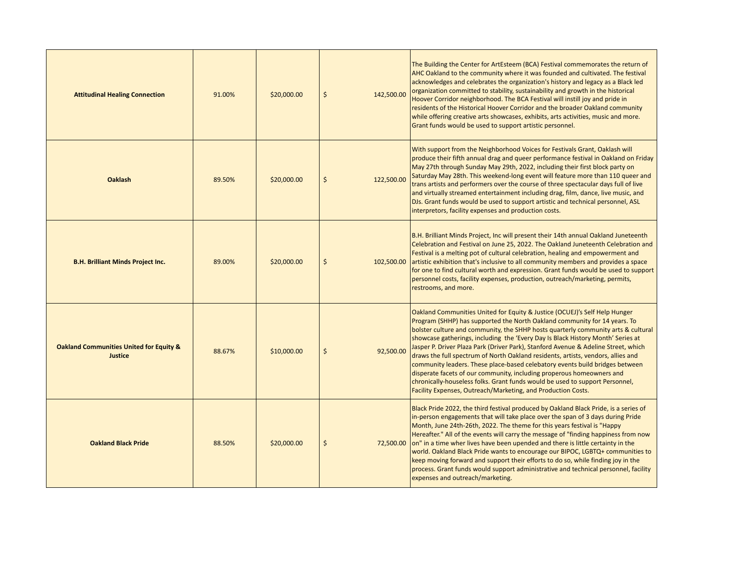| | | | | |
|---|---|---|---|---|
| **Attitudinal Healing Connection** | 91.00% | $20,000.00 | $ 142,500.00 | The Building the Center for ArtEsteem (BCA) Festival commemorates the return of AHC Oakland to the community where it was founded and cultivated. The festival acknowledges and celebrates the organization's history and legacy as a Black led organization committed to stability, sustainability and growth in the historical Hoover Corridor neighborhood. The BCA Festival will instill joy and pride in residents of the Historical Hoover Corridor and the broader Oakland community while offering creative arts showcases, exhibits, arts activities, music and more. Grant funds would be used to support artistic personnel. |
| **Oaklash** | 89.50% | $20,000.00 | $ 122,500.00 | With support from the Neighborhood Voices for Festivals Grant, Oaklash will produce their fifth annual drag and queer performance festival in Oakland on Friday May 27th through Sunday May 29th, 2022, including their first block party on Saturday May 28th. This weekend-long event will feature more than 110 queer and trans artists and performers over the course of three spectacular days full of live and virtually streamed entertainment including drag, film, dance, live music, and DJs. Grant funds would be used to support artistic and technical personnel, ASL interpretors, facility expenses and production costs. |
| **B.H. Brilliant Minds Project Inc.** | 89.00% | $20,000.00 | $ 102,500.00 | B.H. Brilliant Minds Project, Inc will present their 14th annual Oakland Juneteenth Celebration and Festival on June 25, 2022. The Oakland Juneteenth Celebration and Festival is a melting pot of cultural celebration, healing and empowerment and artistic exhibition that's inclusive to all community members and provides a space for one to find cultural worth and expression. Grant funds would be used to support personnel costs, facility expenses, production, outreach/marketing, permits, restrooms, and more. |
| **Oakland Communities United for Equity & Justice** | 88.67% | $10,000.00 | $ 92,500.00 | Oakland Communities United for Equity & Justice (OCUEJ)'s Self Help Hunger Program (SHHP) has supported the North Oakland community for 14 years. To bolster culture and community, the SHHP hosts quarterly community arts & cultural showcase gatherings, including the 'Every Day Is Black History Month' Series at Jasper P. Driver Plaza Park (Driver Park), Stanford Avenue & Adeline Street, which draws the full spectrum of North Oakland residents, artists, vendors, allies and community leaders. These place-based celebatory events build bridges between disperate facets of our community, including properous homeowners and chronically-houseless folks. Grant funds would be used to support Personnel, Facility Expenses, Outreach/Marketing, and Production Costs. |
| **Oakland Black Pride** | 88.50% | $20,000.00 | $ 72,500.00 | Black Pride 2022, the third festival produced by Oakland Black Pride, is a series of in-person engagements that will take place over the span of 3 days during Pride Month, June 24th-26th, 2022. The theme for this years festival is "Happy Hereafter." All of the events will carry the message of "finding happiness from now on" in a time wher lives have been upended and there is little certainty in the world. Oakland Black Pride wants to encourage our BIPOC, LGBTQ+ communities to keep moving forward and support their efforts to do so, while finding joy in the process. Grant funds would support administrative and technical personnel, facility expenses and outreach/marketing. |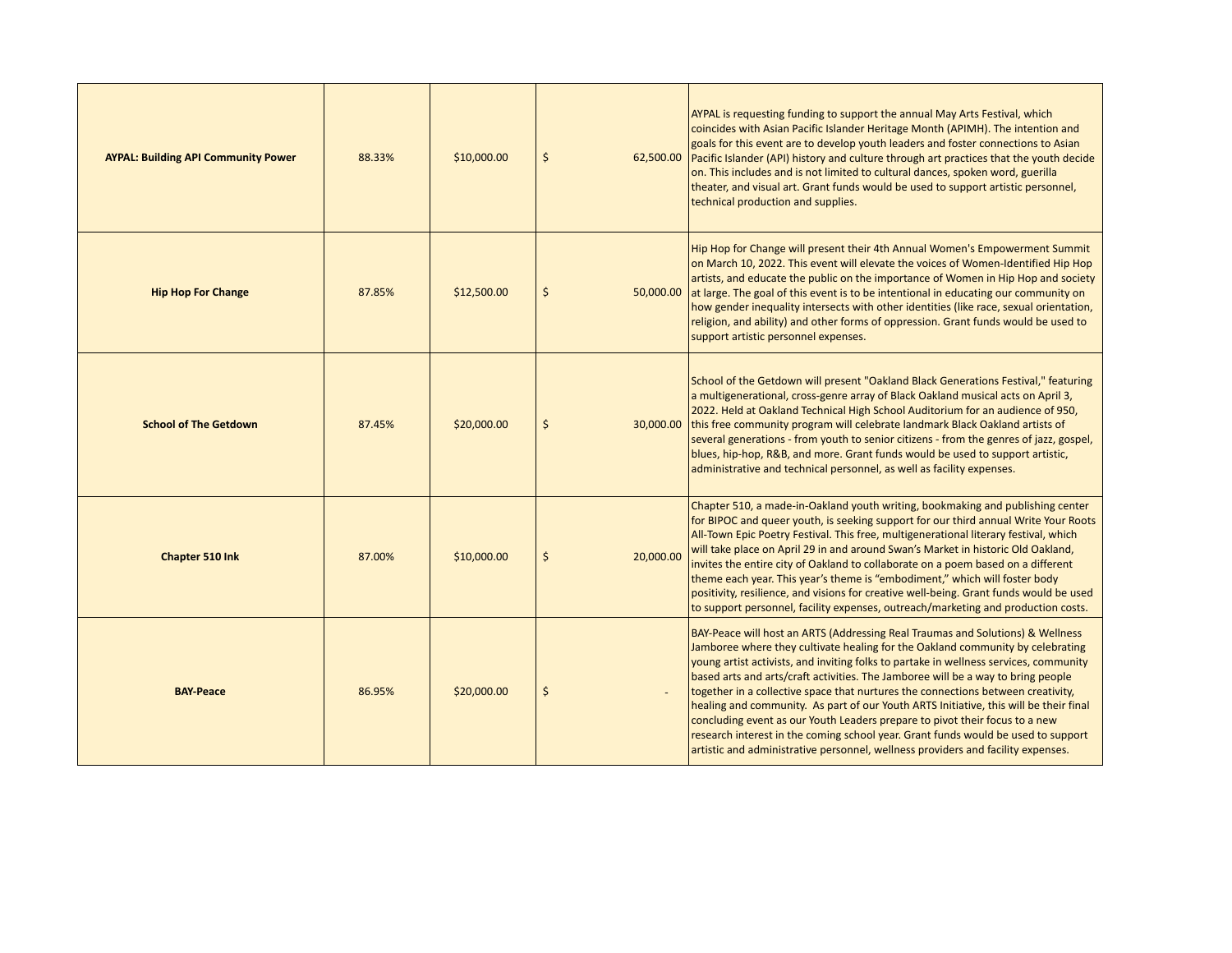| | | | | |
|---|---|---|---|---|
| **AYPAL: Building API Community Power** | 88.33% | $10,000.00 | $ 62,500.00 | AYPAL is requesting funding to support the annual May Arts Festival, which coincides with Asian Pacific Islander Heritage Month (APIMH). The intention and goals for this event are to develop youth leaders and foster connections to Asian Pacific Islander (API) history and culture through art practices that the youth decide on. This includes and is not limited to cultural dances, spoken word, guerilla theater, and visual art. Grant funds would be used to support artistic personnel, technical production and supplies. |
| **Hip Hop For Change** | 87.85% | $12,500.00 | $ 50,000.00 | Hip Hop for Change will present their 4th Annual Women's Empowerment Summit on March 10, 2022. This event will elevate the voices of Women-Identified Hip Hop artists, and educate the public on the importance of Women in Hip Hop and society at large. The goal of this event is to be intentional in educating our community on how gender inequality intersects with other identities (like race, sexual orientation, religion, and ability) and other forms of oppression. Grant funds would be used to support artistic personnel expenses. |
| **School of The Getdown** | 87.45% | $20,000.00 | $ 30,000.00 | School of the Getdown will present "Oakland Black Generations Festival," featuring a multigenerational, cross-genre array of Black Oakland musical acts on April 3, 2022. Held at Oakland Technical High School Auditorium for an audience of 950, this free community program will celebrate landmark Black Oakland artists of several generations - from youth to senior citizens - from the genres of jazz, gospel, blues, hip-hop, R&B, and more. Grant funds would be used to support artistic, administrative and technical personnel, as well as facility expenses. |
| **Chapter 510 Ink** | 87.00% | $10,000.00 | $ 20,000.00 | Chapter 510, a made-in-Oakland youth writing, bookmaking and publishing center for BIPOC and queer youth, is seeking support for our third annual Write Your Roots All-Town Epic Poetry Festival. This free, multigenerational literary festival, which will take place on April 29 in and around Swan's Market in historic Old Oakland, invites the entire city of Oakland to collaborate on a poem based on a different theme each year. This year's theme is "embodiment," which will foster body positivity, resilience, and visions for creative well-being. Grant funds would be used to support personnel, facility expenses, outreach/marketing and production costs. |
| **BAY-Peace** | 86.95% | $20,000.00 | $ - | BAY-Peace will host an ARTS (Addressing Real Traumas and Solutions) & Wellness Jamboree where they cultivate healing for the Oakland community by celebrating young artist activists, and inviting folks to partake in wellness services, community based arts and arts/craft activities. The Jamboree will be a way to bring people together in a collective space that nurtures the connections between creativity, healing and community. As part of our Youth ARTS Initiative, this will be their final concluding event as our Youth Leaders prepare to pivot their focus to a new research interest in the coming school year. Grant funds would be used to support artistic and administrative personnel, wellness providers and facility expenses. |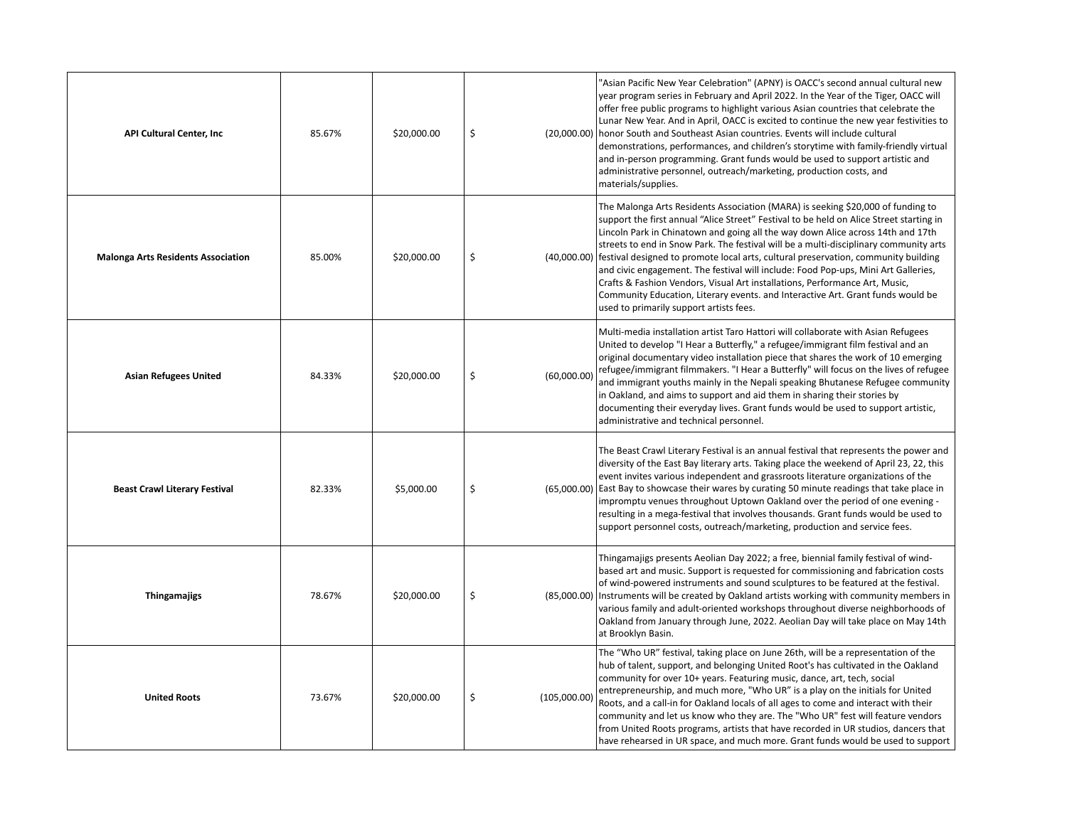| | | | | |
|---|---|---|---|---|
| **API Cultural Center, Inc** | 85.67% | $20,000.00 | $ (20,000.00) | "Asian Pacific New Year Celebration" (APNY) is OACC's second annual cultural new year program series in February and April 2022. In the Year of the Tiger, OACC will offer free public programs to highlight various Asian countries that celebrate the Lunar New Year. And in April, OACC is excited to continue the new year festivities to honor South and Southeast Asian countries. Events will include cultural demonstrations, performances, and children's storytime with family-friendly virtual and in-person programming. Grant funds would be used to support artistic and administrative personnel, outreach/marketing, production costs, and materials/supplies. |
| **Malonga Arts Residents Association** | 85.00% | $20,000.00 | $ (40,000.00) | The Malonga Arts Residents Association (MARA) is seeking $20,000 of funding to support the first annual "Alice Street" Festival to be held on Alice Street starting in Lincoln Park in Chinatown and going all the way down Alice across 14th and 17th streets to end in Snow Park. The festival will be a multi-disciplinary community arts festival designed to promote local arts, cultural preservation, community building and civic engagement. The festival will include: Food Pop-ups, Mini Art Galleries, Crafts & Fashion Vendors, Visual Art installations, Performance Art, Music, Community Education, Literary events. and Interactive Art. Grant funds would be used to primarily support artists fees. |
| **Asian Refugees United** | 84.33% | $20,000.00 | $ (60,000.00) | Multi-media installation artist Taro Hattori will collaborate with Asian Refugees United to develop "I Hear a Butterfly," a refugee/immigrant film festival and an original documentary video installation piece that shares the work of 10 emerging refugee/immigrant filmmakers. "I Hear a Butterfly" will focus on the lives of refugee and immigrant youths mainly in the Nepali speaking Bhutanese Refugee community in Oakland, and aims to support and aid them in sharing their stories by documenting their everyday lives. Grant funds would be used to support artistic, administrative and technical personnel. |
| **Beast Crawl Literary Festival** | 82.33% | $5,000.00 | $ (65,000.00) | The Beast Crawl Literary Festival is an annual festival that represents the power and diversity of the East Bay literary arts. Taking place the weekend of April 23, 22, this event invites various independent and grassroots literature organizations of the East Bay to showcase their wares by curating 50 minute readings that take place in impromptu venues throughout Uptown Oakland over the period of one evening - resulting in a mega-festival that involves thousands. Grant funds would be used to support personnel costs, outreach/marketing, production and service fees. |
| **Thingamajigs** | 78.67% | $20,000.00 | $ (85,000.00) | Thingamajigs presents Aeolian Day 2022; a free, biennial family festival of wind-based art and music. Support is requested for commissioning and fabrication costs of wind-powered instruments and sound sculptures to be featured at the festival. Instruments will be created by Oakland artists working with community members in various family and adult-oriented workshops throughout diverse neighborhoods of Oakland from January through June, 2022. Aeolian Day will take place on May 14th at Brooklyn Basin. |
| **United Roots** | 73.67% | $20,000.00 | $ (105,000.00) | The "Who UR" festival, taking place on June 26th, will be a representation of the hub of talent, support, and belonging United Root's has cultivated in the Oakland community for over 10+ years. Featuring music, dance, art, tech, social entrepreneurship, and much more, "Who UR" is a play on the initials for United Roots, and a call-in for Oakland locals of all ages to come and interact with their community and let us know who they are. The "Who UR" fest will feature vendors from United Roots programs, artists that have recorded in UR studios, dancers that have rehearsed in UR space, and much more. Grant funds would be used to support |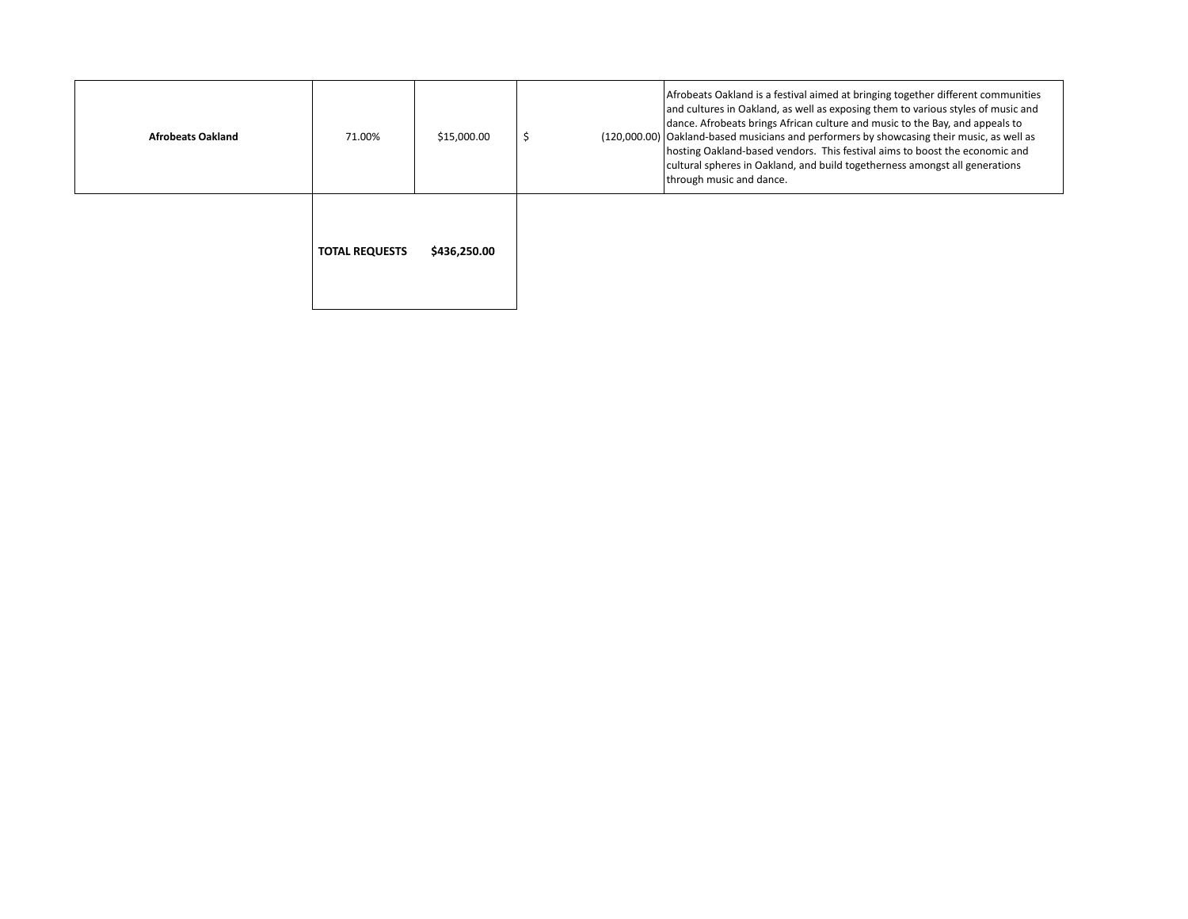| | | | | |
|---|---|---|---|---|
| **Afrobeats Oakland** | 71.00% | $15,000.00 | $ (120,000.00) | Afrobeats Oakland is a festival aimed at bringing together different communities and cultures in Oakland, as well as exposing them to various styles of music and dance. Afrobeats brings African culture and music to the Bay, and appeals to Oakland-based musicians and performers by showcasing their music, as well as hosting Oakland-based vendors. This festival aims to boost the economic and cultural spheres in Oakland, and build togetherness amongst all generations through music and dance. |
| | **TOTAL REQUESTS** | **$436,250.00** | | |